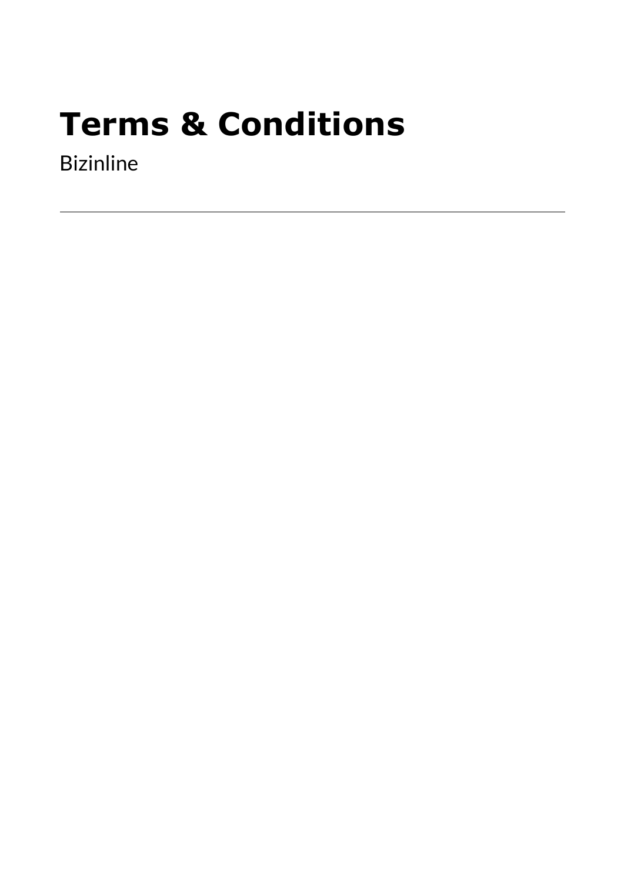# Terms & Conditions

Bizinline

---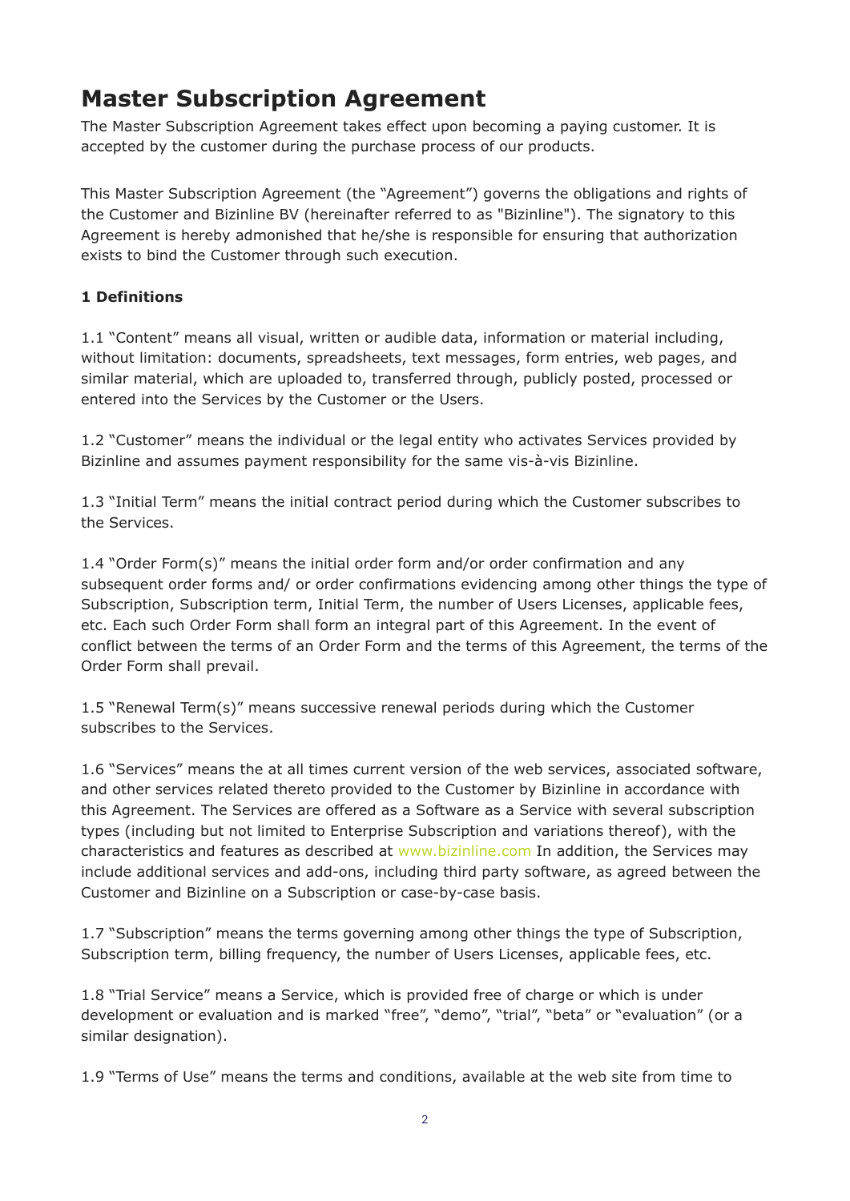# Master Subscription Agreement

The Master Subscription Agreement takes effect upon becoming a paying customer. It is accepted by the customer during the purchase process of our products.

This Master Subscription Agreement (the "Agreement") governs the obligations and rights of the Customer and Bizinline BV (hereinafter referred to as "Bizinline"). The signatory to this Agreement is hereby admonished that he/she is responsible for ensuring that authorization exists to bind the Customer through such execution.

**1 Definitions**

1.1 "Content" means all visual, written or audible data, information or material including, without limitation: documents, spreadsheets, text messages, form entries, web pages, and similar material, which are uploaded to, transferred through, publicly posted, processed or entered into the Services by the Customer or the Users.

1.2 "Customer" means the individual or the legal entity who activates Services provided by Bizinline and assumes payment responsibility for the same vis-à-vis Bizinline.

1.3 "Initial Term" means the initial contract period during which the Customer subscribes to the Services.

1.4 "Order Form(s)" means the initial order form and/or order confirmation and any subsequent order forms and/ or order confirmations evidencing among other things the type of Subscription, Subscription term, Initial Term, the number of Users Licenses, applicable fees, etc. Each such Order Form shall form an integral part of this Agreement. In the event of conflict between the terms of an Order Form and the terms of this Agreement, the terms of the Order Form shall prevail.

1.5 "Renewal Term(s)" means successive renewal periods during which the Customer subscribes to the Services.

1.6 "Services" means the at all times current version of the web services, associated software, and other services related thereto provided to the Customer by Bizinline in accordance with this Agreement. The Services are offered as a Software as a Service with several subscription types (including but not limited to Enterprise Subscription and variations thereof), with the characteristics and features as described at www.bizinline.com In addition, the Services may include additional services and add-ons, including third party software, as agreed between the Customer and Bizinline on a Subscription or case-by-case basis.

1.7 "Subscription" means the terms governing among other things the type of Subscription, Subscription term, billing frequency, the number of Users Licenses, applicable fees, etc.

1.8 "Trial Service" means a Service, which is provided free of charge or which is under development or evaluation and is marked "free", "demo", "trial", "beta" or "evaluation" (or a similar designation).

1.9 "Terms of Use" means the terms and conditions, available at the web site from time to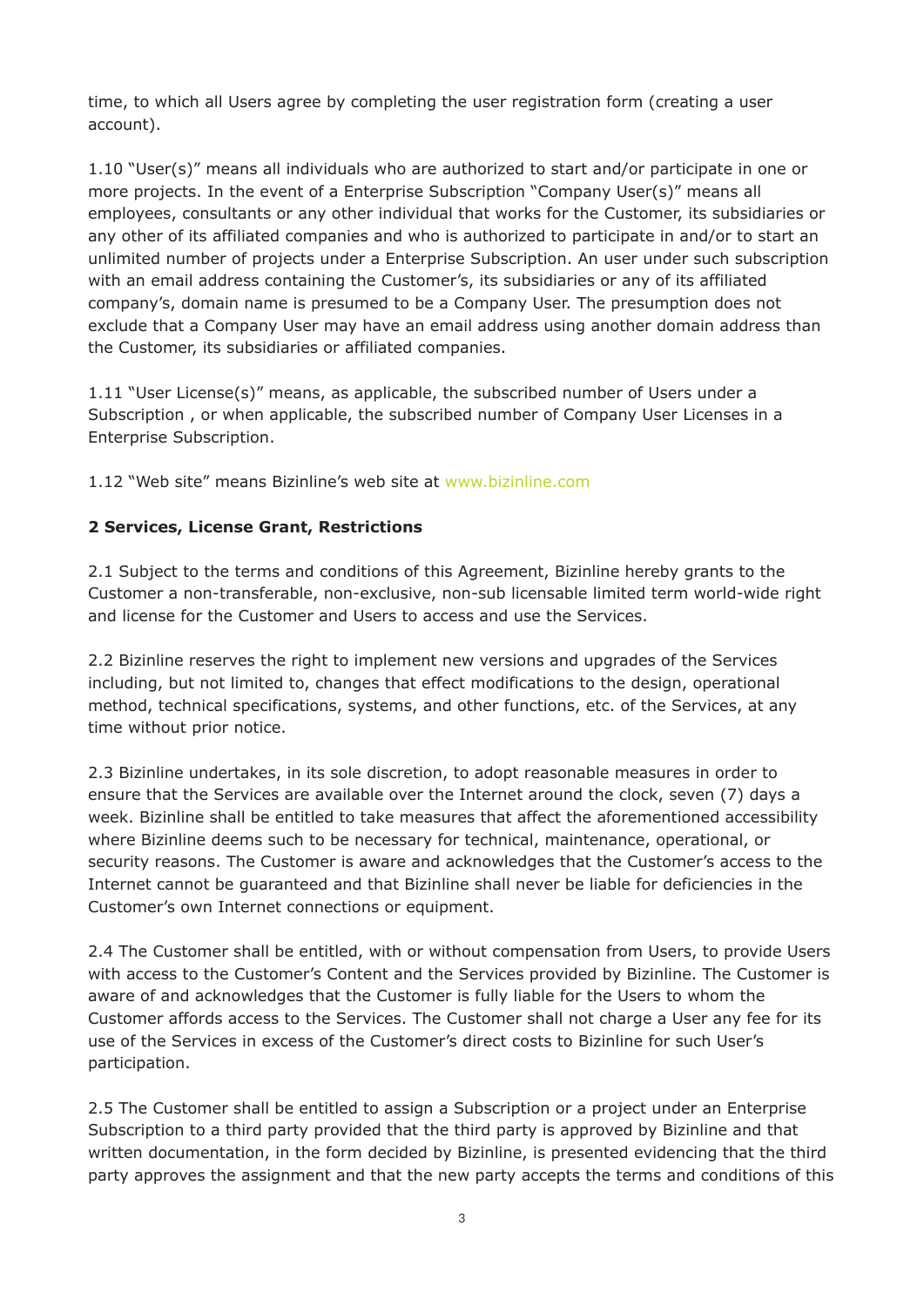time, to which all Users agree by completing the user registration form (creating a user account).

1.10 “User(s)” means all individuals who are authorized to start and/or participate in one or more projects. In the event of a Enterprise Subscription “Company User(s)” means all employees, consultants or any other individual that works for the Customer, its subsidiaries or any other of its affiliated companies and who is authorized to participate in and/or to start an unlimited number of projects under a Enterprise Subscription. An user under such subscription with an email address containing the Customer’s, its subsidiaries or any of its affiliated company’s, domain name is presumed to be a Company User. The presumption does not exclude that a Company User may have an email address using another domain address than the Customer, its subsidiaries or affiliated companies.

1.11 “User License(s)” means, as applicable, the subscribed number of Users under a Subscription , or when applicable, the subscribed number of Company User Licenses in a Enterprise Subscription.

1.12 “Web site” means Bizinline’s web site at www.bizinline.com

**2 Services, License Grant, Restrictions**

2.1 Subject to the terms and conditions of this Agreement, Bizinline hereby grants to the Customer a non-transferable, non-exclusive, non-sub licensable limited term world-wide right and license for the Customer and Users to access and use the Services.

2.2 Bizinline reserves the right to implement new versions and upgrades of the Services including, but not limited to, changes that effect modifications to the design, operational method, technical specifications, systems, and other functions, etc. of the Services, at any time without prior notice.

2.3 Bizinline undertakes, in its sole discretion, to adopt reasonable measures in order to ensure that the Services are available over the Internet around the clock, seven (7) days a week. Bizinline shall be entitled to take measures that affect the aforementioned accessibility where Bizinline deems such to be necessary for technical, maintenance, operational, or security reasons. The Customer is aware and acknowledges that the Customer’s access to the Internet cannot be guaranteed and that Bizinline shall never be liable for deficiencies in the Customer’s own Internet connections or equipment.

2.4 The Customer shall be entitled, with or without compensation from Users, to provide Users with access to the Customer’s Content and the Services provided by Bizinline. The Customer is aware of and acknowledges that the Customer is fully liable for the Users to whom the Customer affords access to the Services. The Customer shall not charge a User any fee for its use of the Services in excess of the Customer’s direct costs to Bizinline for such User’s participation.

2.5 The Customer shall be entitled to assign a Subscription or a project under an Enterprise Subscription to a third party provided that the third party is approved by Bizinline and that written documentation, in the form decided by Bizinline, is presented evidencing that the third party approves the assignment and that the new party accepts the terms and conditions of this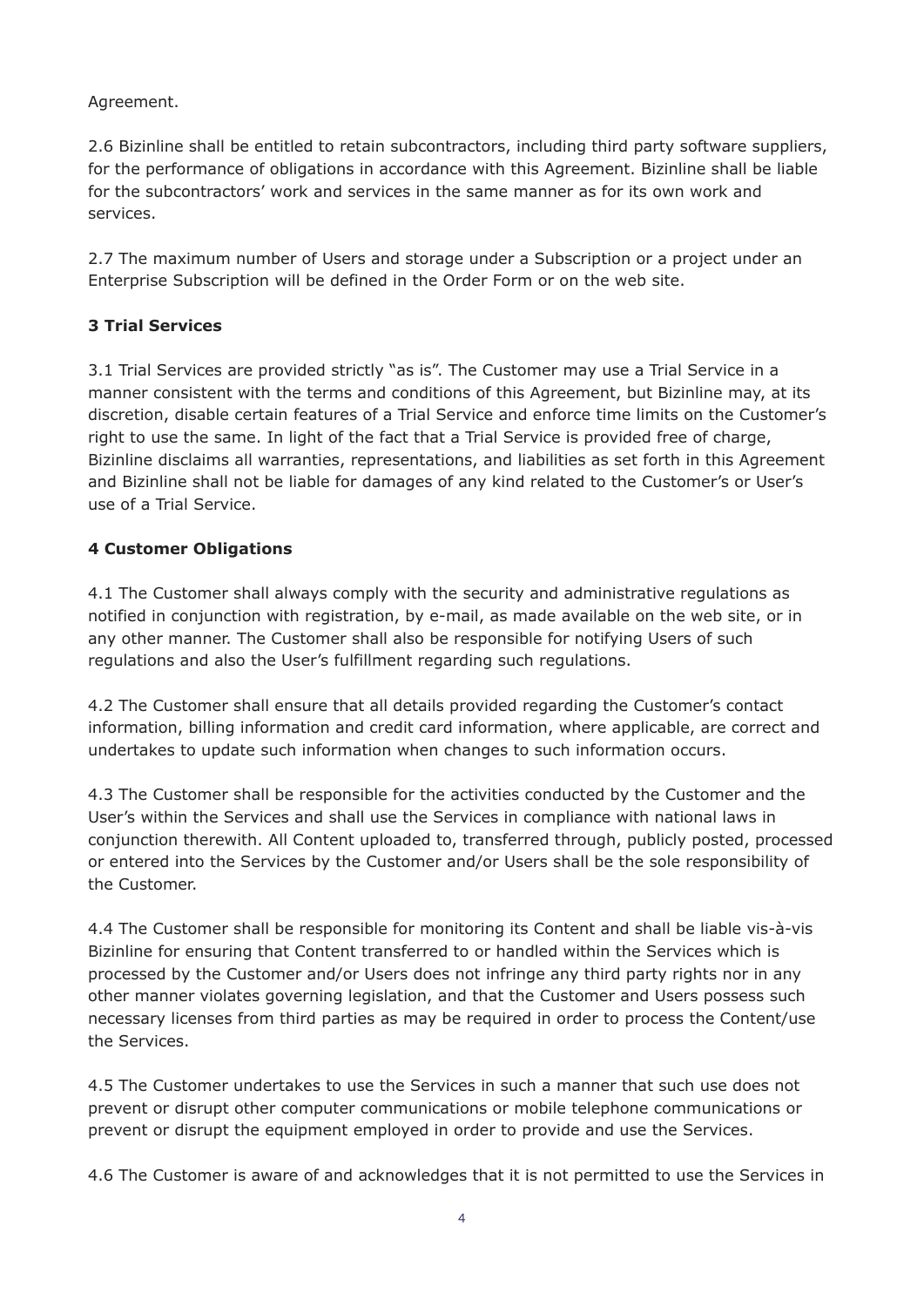Agreement.

2.6 Bizinline shall be entitled to retain subcontractors, including third party software suppliers, for the performance of obligations in accordance with this Agreement. Bizinline shall be liable for the subcontractors' work and services in the same manner as for its own work and services.

2.7 The maximum number of Users and storage under a Subscription or a project under an Enterprise Subscription will be defined in the Order Form or on the web site.

### 3 Trial Services

3.1 Trial Services are provided strictly "as is". The Customer may use a Trial Service in a manner consistent with the terms and conditions of this Agreement, but Bizinline may, at its discretion, disable certain features of a Trial Service and enforce time limits on the Customer's right to use the same. In light of the fact that a Trial Service is provided free of charge, Bizinline disclaims all warranties, representations, and liabilities as set forth in this Agreement and Bizinline shall not be liable for damages of any kind related to the Customer's or User's use of a Trial Service.

### 4 Customer Obligations

4.1 The Customer shall always comply with the security and administrative regulations as notified in conjunction with registration, by e-mail, as made available on the web site, or in any other manner. The Customer shall also be responsible for notifying Users of such regulations and also the User's fulfillment regarding such regulations.

4.2 The Customer shall ensure that all details provided regarding the Customer's contact information, billing information and credit card information, where applicable, are correct and undertakes to update such information when changes to such information occurs.

4.3 The Customer shall be responsible for the activities conducted by the Customer and the User's within the Services and shall use the Services in compliance with national laws in conjunction therewith. All Content uploaded to, transferred through, publicly posted, processed or entered into the Services by the Customer and/or Users shall be the sole responsibility of the Customer.

4.4 The Customer shall be responsible for monitoring its Content and shall be liable vis-à-vis Bizinline for ensuring that Content transferred to or handled within the Services which is processed by the Customer and/or Users does not infringe any third party rights nor in any other manner violates governing legislation, and that the Customer and Users possess such necessary licenses from third parties as may be required in order to process the Content/use the Services.

4.5 The Customer undertakes to use the Services in such a manner that such use does not prevent or disrupt other computer communications or mobile telephone communications or prevent or disrupt the equipment employed in order to provide and use the Services.

4.6 The Customer is aware of and acknowledges that it is not permitted to use the Services in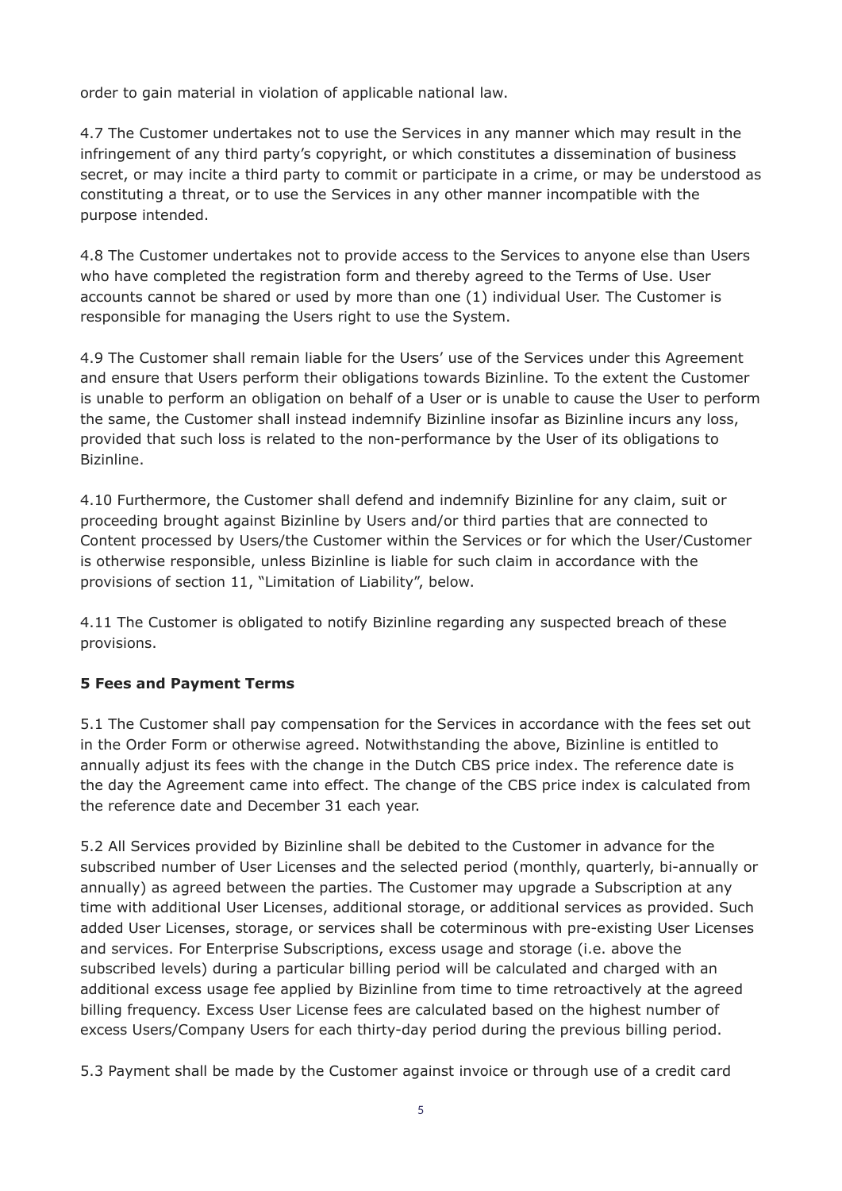order to gain material in violation of applicable national law.

4.7 The Customer undertakes not to use the Services in any manner which may result in the infringement of any third party's copyright, or which constitutes a dissemination of business secret, or may incite a third party to commit or participate in a crime, or may be understood as constituting a threat, or to use the Services in any other manner incompatible with the purpose intended.

4.8 The Customer undertakes not to provide access to the Services to anyone else than Users who have completed the registration form and thereby agreed to the Terms of Use. User accounts cannot be shared or used by more than one (1) individual User. The Customer is responsible for managing the Users right to use the System.

4.9 The Customer shall remain liable for the Users' use of the Services under this Agreement and ensure that Users perform their obligations towards Bizinline. To the extent the Customer is unable to perform an obligation on behalf of a User or is unable to cause the User to perform the same, the Customer shall instead indemnify Bizinline insofar as Bizinline incurs any loss, provided that such loss is related to the non-performance by the User of its obligations to Bizinline.

4.10 Furthermore, the Customer shall defend and indemnify Bizinline for any claim, suit or proceeding brought against Bizinline by Users and/or third parties that are connected to Content processed by Users/the Customer within the Services or for which the User/Customer is otherwise responsible, unless Bizinline is liable for such claim in accordance with the provisions of section 11, "Limitation of Liability", below.

4.11 The Customer is obligated to notify Bizinline regarding any suspected breach of these provisions.

## 5 Fees and Payment Terms

5.1 The Customer shall pay compensation for the Services in accordance with the fees set out in the Order Form or otherwise agreed. Notwithstanding the above, Bizinline is entitled to annually adjust its fees with the change in the Dutch CBS price index. The reference date is the day the Agreement came into effect. The change of the CBS price index is calculated from the reference date and December 31 each year.

5.2 All Services provided by Bizinline shall be debited to the Customer in advance for the subscribed number of User Licenses and the selected period (monthly, quarterly, bi-annually or annually) as agreed between the parties. The Customer may upgrade a Subscription at any time with additional User Licenses, additional storage, or additional services as provided. Such added User Licenses, storage, or services shall be coterminous with pre-existing User Licenses and services. For Enterprise Subscriptions, excess usage and storage (i.e. above the subscribed levels) during a particular billing period will be calculated and charged with an additional excess usage fee applied by Bizinline from time to time retroactively at the agreed billing frequency. Excess User License fees are calculated based on the highest number of excess Users/Company Users for each thirty-day period during the previous billing period.

5.3 Payment shall be made by the Customer against invoice or through use of a credit card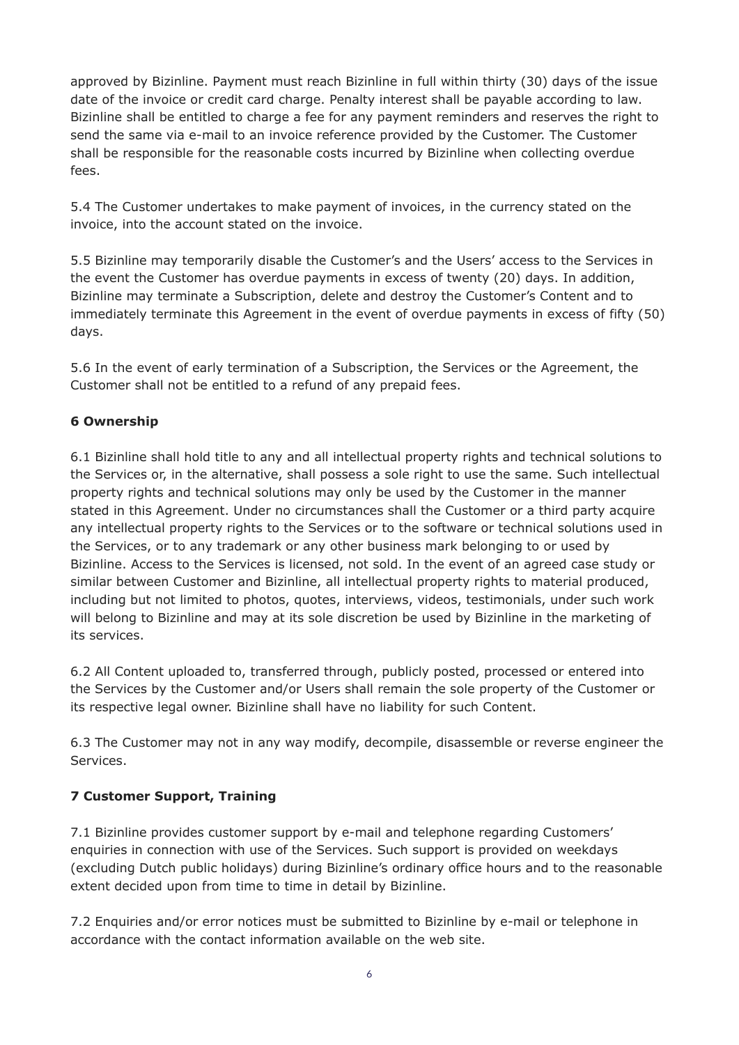approved by Bizinline. Payment must reach Bizinline in full within thirty (30) days of the issue date of the invoice or credit card charge. Penalty interest shall be payable according to law. Bizinline shall be entitled to charge a fee for any payment reminders and reserves the right to send the same via e-mail to an invoice reference provided by the Customer. The Customer shall be responsible for the reasonable costs incurred by Bizinline when collecting overdue fees.

5.4 The Customer undertakes to make payment of invoices, in the currency stated on the invoice, into the account stated on the invoice.

5.5 Bizinline may temporarily disable the Customer's and the Users' access to the Services in the event the Customer has overdue payments in excess of twenty (20) days. In addition, Bizinline may terminate a Subscription, delete and destroy the Customer's Content and to immediately terminate this Agreement in the event of overdue payments in excess of fifty (50) days.

5.6 In the event of early termination of a Subscription, the Services or the Agreement, the Customer shall not be entitled to a refund of any prepaid fees.

## 6 Ownership

6.1 Bizinline shall hold title to any and all intellectual property rights and technical solutions to the Services or, in the alternative, shall possess a sole right to use the same. Such intellectual property rights and technical solutions may only be used by the Customer in the manner stated in this Agreement. Under no circumstances shall the Customer or a third party acquire any intellectual property rights to the Services or to the software or technical solutions used in the Services, or to any trademark or any other business mark belonging to or used by Bizinline. Access to the Services is licensed, not sold. In the event of an agreed case study or similar between Customer and Bizinline, all intellectual property rights to material produced, including but not limited to photos, quotes, interviews, videos, testimonials, under such work will belong to Bizinline and may at its sole discretion be used by Bizinline in the marketing of its services.

6.2 All Content uploaded to, transferred through, publicly posted, processed or entered into the Services by the Customer and/or Users shall remain the sole property of the Customer or its respective legal owner. Bizinline shall have no liability for such Content.

6.3 The Customer may not in any way modify, decompile, disassemble or reverse engineer the Services.

## 7 Customer Support, Training

7.1 Bizinline provides customer support by e-mail and telephone regarding Customers' enquiries in connection with use of the Services. Such support is provided on weekdays (excluding Dutch public holidays) during Bizinline's ordinary office hours and to the reasonable extent decided upon from time to time in detail by Bizinline.

7.2 Enquiries and/or error notices must be submitted to Bizinline by e-mail or telephone in accordance with the contact information available on the web site.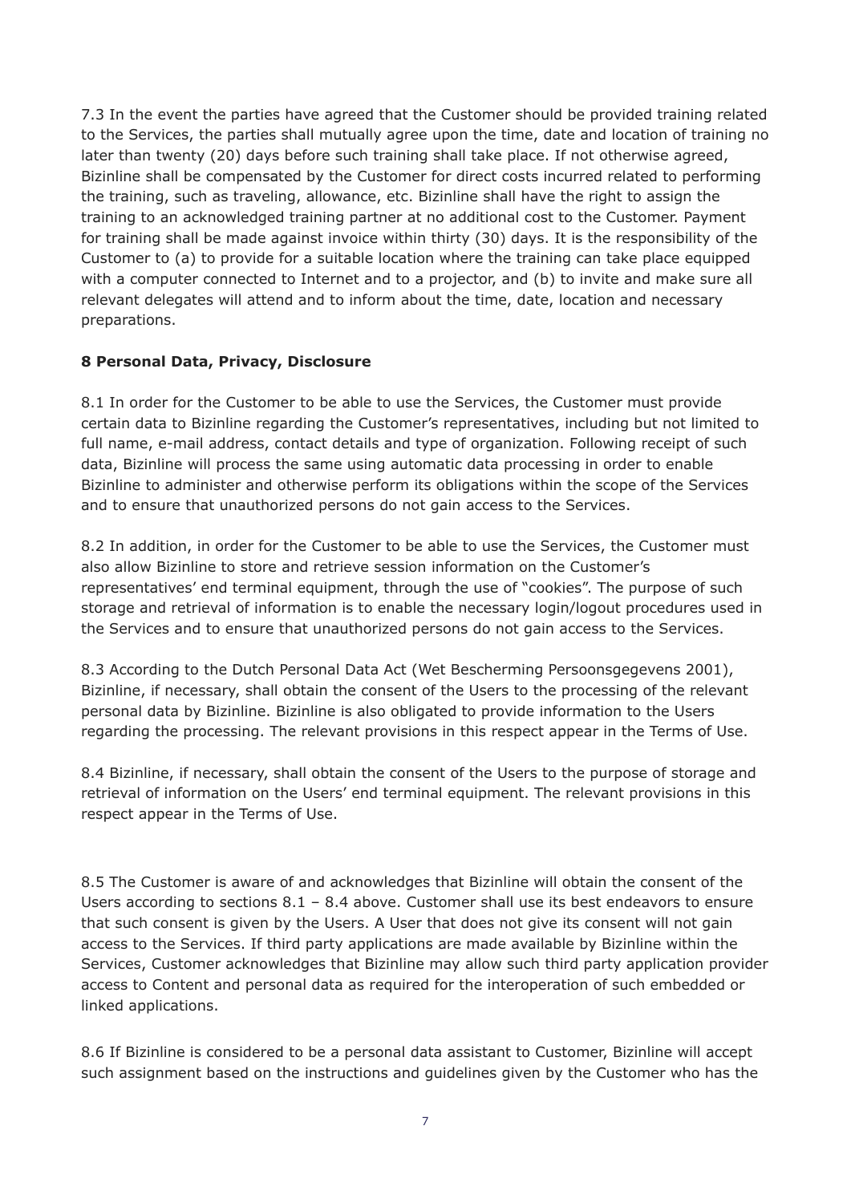7.3 In the event the parties have agreed that the Customer should be provided training related to the Services, the parties shall mutually agree upon the time, date and location of training no later than twenty (20) days before such training shall take place. If not otherwise agreed, Bizinline shall be compensated by the Customer for direct costs incurred related to performing the training, such as traveling, allowance, etc. Bizinline shall have the right to assign the training to an acknowledged training partner at no additional cost to the Customer. Payment for training shall be made against invoice within thirty (30) days. It is the responsibility of the Customer to (a) to provide for a suitable location where the training can take place equipped with a computer connected to Internet and to a projector, and (b) to invite and make sure all relevant delegates will attend and to inform about the time, date, location and necessary preparations.

**8 Personal Data, Privacy, Disclosure**

8.1 In order for the Customer to be able to use the Services, the Customer must provide certain data to Bizinline regarding the Customer's representatives, including but not limited to full name, e-mail address, contact details and type of organization. Following receipt of such data, Bizinline will process the same using automatic data processing in order to enable Bizinline to administer and otherwise perform its obligations within the scope of the Services and to ensure that unauthorized persons do not gain access to the Services.

8.2 In addition, in order for the Customer to be able to use the Services, the Customer must also allow Bizinline to store and retrieve session information on the Customer's representatives' end terminal equipment, through the use of "cookies". The purpose of such storage and retrieval of information is to enable the necessary login/logout procedures used in the Services and to ensure that unauthorized persons do not gain access to the Services.

8.3 According to the Dutch Personal Data Act (Wet Bescherming Persoonsgegevens 2001), Bizinline, if necessary, shall obtain the consent of the Users to the processing of the relevant personal data by Bizinline. Bizinline is also obligated to provide information to the Users regarding the processing. The relevant provisions in this respect appear in the Terms of Use.

8.4 Bizinline, if necessary, shall obtain the consent of the Users to the purpose of storage and retrieval of information on the Users' end terminal equipment. The relevant provisions in this respect appear in the Terms of Use.

8.5 The Customer is aware of and acknowledges that Bizinline will obtain the consent of the Users according to sections 8.1 – 8.4 above. Customer shall use its best endeavors to ensure that such consent is given by the Users. A User that does not give its consent will not gain access to the Services. If third party applications are made available by Bizinline within the Services, Customer acknowledges that Bizinline may allow such third party application provider access to Content and personal data as required for the interoperation of such embedded or linked applications.

8.6 If Bizinline is considered to be a personal data assistant to Customer, Bizinline will accept such assignment based on the instructions and guidelines given by the Customer who has the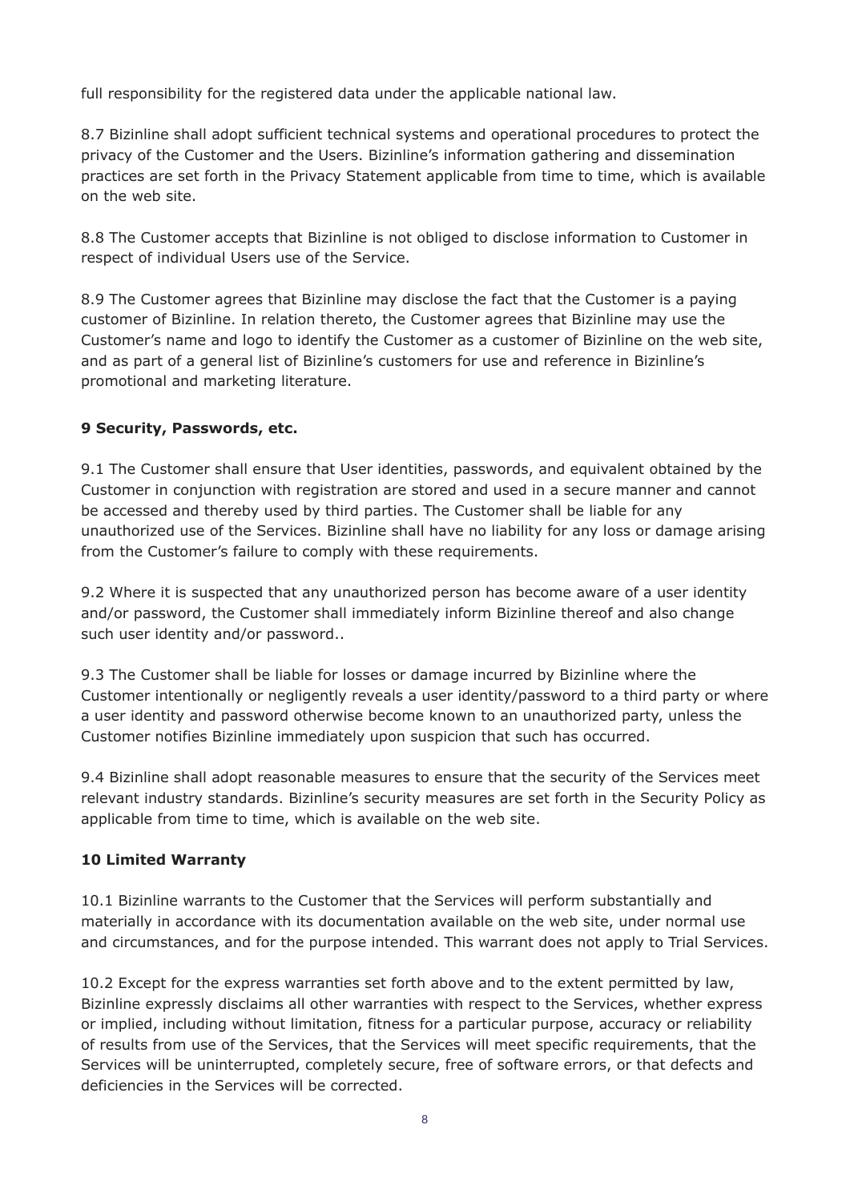full responsibility for the registered data under the applicable national law.

8.7 Bizinline shall adopt sufficient technical systems and operational procedures to protect the privacy of the Customer and the Users. Bizinline's information gathering and dissemination practices are set forth in the Privacy Statement applicable from time to time, which is available on the web site.

8.8 The Customer accepts that Bizinline is not obliged to disclose information to Customer in respect of individual Users use of the Service.

8.9 The Customer agrees that Bizinline may disclose the fact that the Customer is a paying customer of Bizinline. In relation thereto, the Customer agrees that Bizinline may use the Customer's name and logo to identify the Customer as a customer of Bizinline on the web site, and as part of a general list of Bizinline's customers for use and reference in Bizinline's promotional and marketing literature.

## 9 Security, Passwords, etc.

9.1 The Customer shall ensure that User identities, passwords, and equivalent obtained by the Customer in conjunction with registration are stored and used in a secure manner and cannot be accessed and thereby used by third parties. The Customer shall be liable for any unauthorized use of the Services. Bizinline shall have no liability for any loss or damage arising from the Customer's failure to comply with these requirements.

9.2 Where it is suspected that any unauthorized person has become aware of a user identity and/or password, the Customer shall immediately inform Bizinline thereof and also change such user identity and/or password..

9.3 The Customer shall be liable for losses or damage incurred by Bizinline where the Customer intentionally or negligently reveals a user identity/password to a third party or where a user identity and password otherwise become known to an unauthorized party, unless the Customer notifies Bizinline immediately upon suspicion that such has occurred.

9.4 Bizinline shall adopt reasonable measures to ensure that the security of the Services meet relevant industry standards. Bizinline's security measures are set forth in the Security Policy as applicable from time to time, which is available on the web site.

## 10 Limited Warranty

10.1 Bizinline warrants to the Customer that the Services will perform substantially and materially in accordance with its documentation available on the web site, under normal use and circumstances, and for the purpose intended. This warrant does not apply to Trial Services.

10.2 Except for the express warranties set forth above and to the extent permitted by law, Bizinline expressly disclaims all other warranties with respect to the Services, whether express or implied, including without limitation, fitness for a particular purpose, accuracy or reliability of results from use of the Services, that the Services will meet specific requirements, that the Services will be uninterrupted, completely secure, free of software errors, or that defects and deficiencies in the Services will be corrected.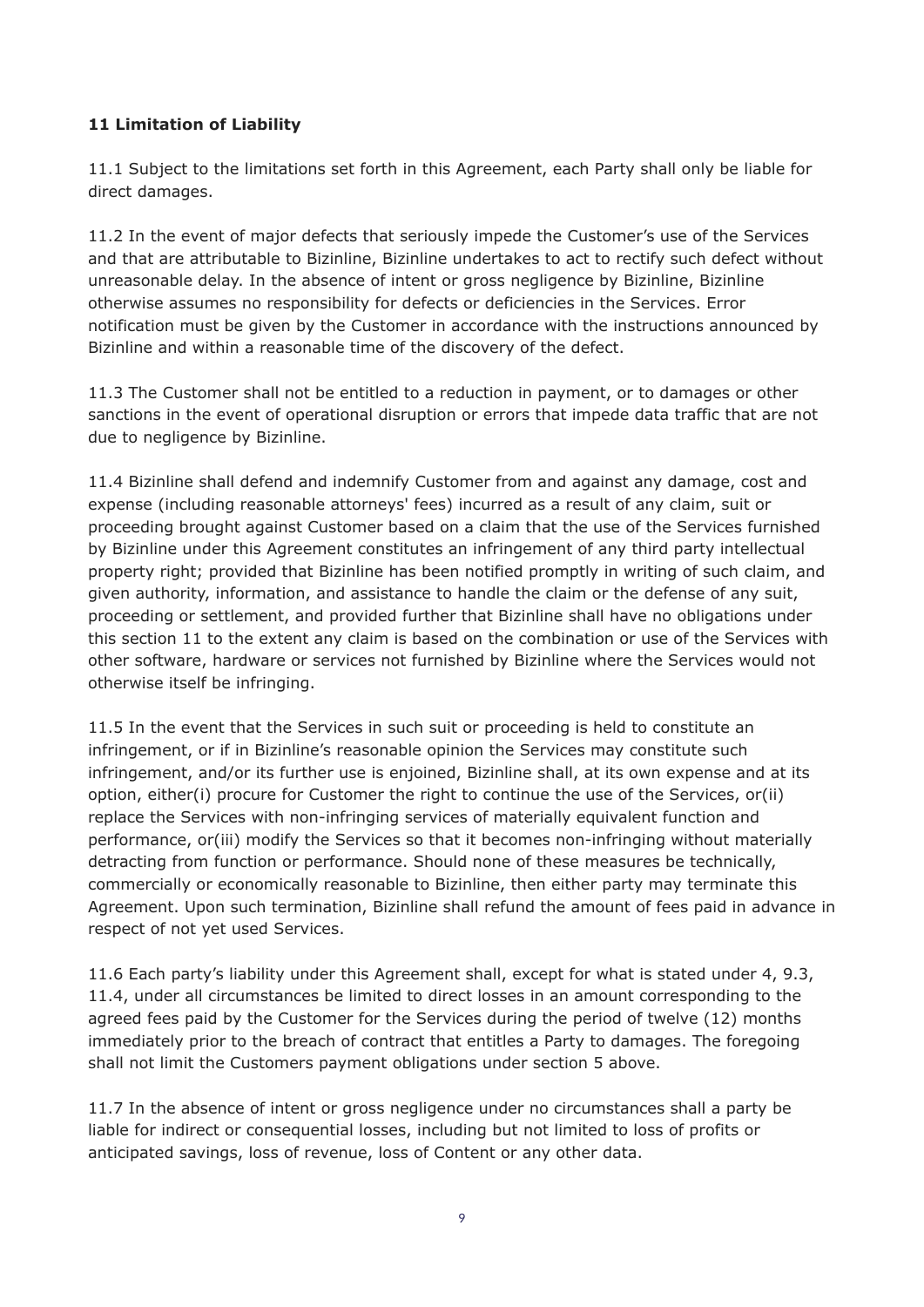**11 Limitation of Liability**

11.1 Subject to the limitations set forth in this Agreement, each Party shall only be liable for direct damages.

11.2 In the event of major defects that seriously impede the Customer's use of the Services and that are attributable to Bizinline, Bizinline undertakes to act to rectify such defect without unreasonable delay. In the absence of intent or gross negligence by Bizinline, Bizinline otherwise assumes no responsibility for defects or deficiencies in the Services. Error notification must be given by the Customer in accordance with the instructions announced by Bizinline and within a reasonable time of the discovery of the defect.

11.3 The Customer shall not be entitled to a reduction in payment, or to damages or other sanctions in the event of operational disruption or errors that impede data traffic that are not due to negligence by Bizinline.

11.4 Bizinline shall defend and indemnify Customer from and against any damage, cost and expense (including reasonable attorneys' fees) incurred as a result of any claim, suit or proceeding brought against Customer based on a claim that the use of the Services furnished by Bizinline under this Agreement constitutes an infringement of any third party intellectual property right; provided that Bizinline has been notified promptly in writing of such claim, and given authority, information, and assistance to handle the claim or the defense of any suit, proceeding or settlement, and provided further that Bizinline shall have no obligations under this section 11 to the extent any claim is based on the combination or use of the Services with other software, hardware or services not furnished by Bizinline where the Services would not otherwise itself be infringing.

11.5 In the event that the Services in such suit or proceeding is held to constitute an infringement, or if in Bizinline's reasonable opinion the Services may constitute such infringement, and/or its further use is enjoined, Bizinline shall, at its own expense and at its option, either(i) procure for Customer the right to continue the use of the Services, or(ii) replace the Services with non-infringing services of materially equivalent function and performance, or(iii) modify the Services so that it becomes non-infringing without materially detracting from function or performance. Should none of these measures be technically, commercially or economically reasonable to Bizinline, then either party may terminate this Agreement. Upon such termination, Bizinline shall refund the amount of fees paid in advance in respect of not yet used Services.

11.6 Each party's liability under this Agreement shall, except for what is stated under 4, 9.3, 11.4, under all circumstances be limited to direct losses in an amount corresponding to the agreed fees paid by the Customer for the Services during the period of twelve (12) months immediately prior to the breach of contract that entitles a Party to damages. The foregoing shall not limit the Customers payment obligations under section 5 above.

11.7 In the absence of intent or gross negligence under no circumstances shall a party be liable for indirect or consequential losses, including but not limited to loss of profits or anticipated savings, loss of revenue, loss of Content or any other data.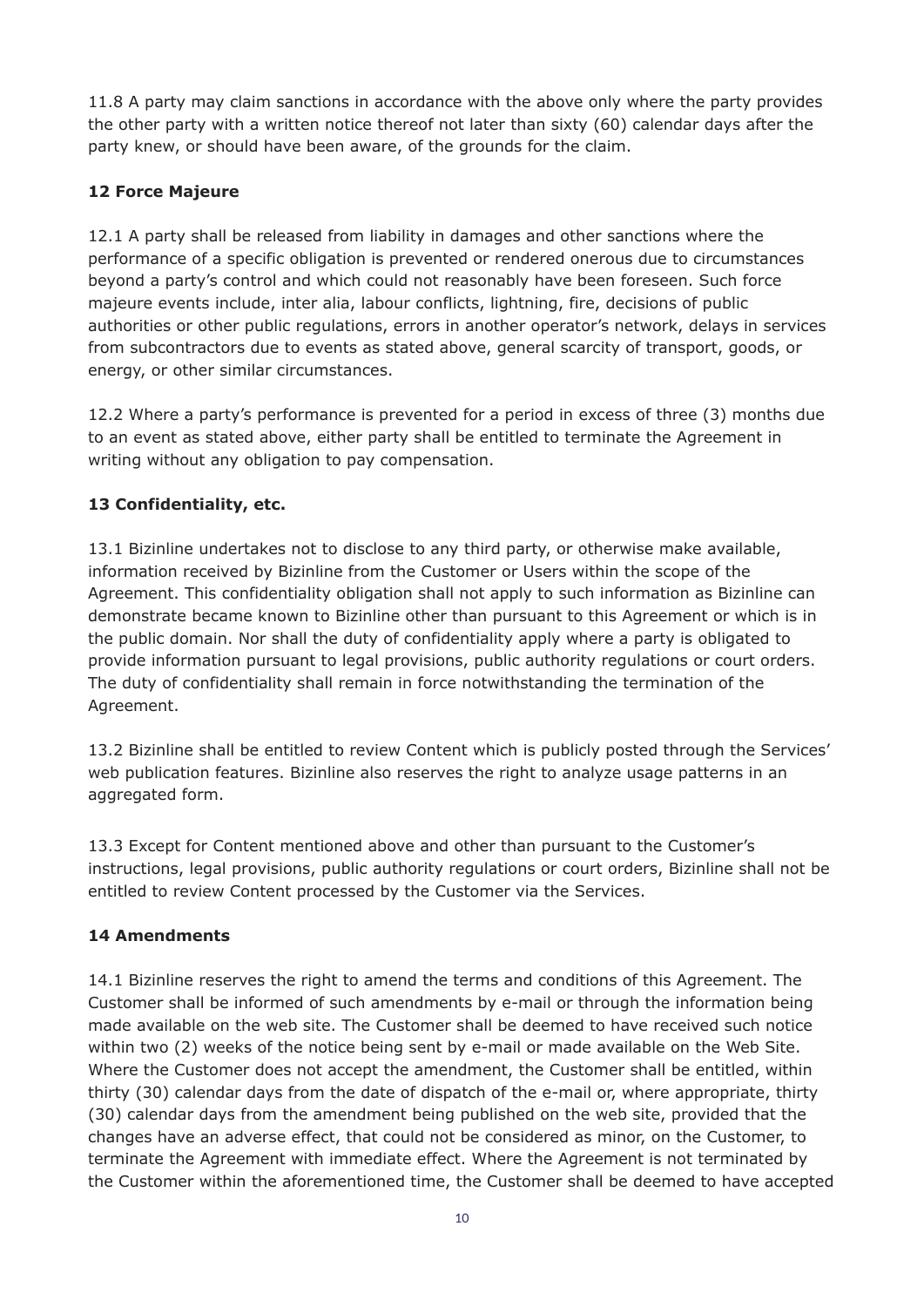11.8 A party may claim sanctions in accordance with the above only where the party provides the other party with a written notice thereof not later than sixty (60) calendar days after the party knew, or should have been aware, of the grounds for the claim.

### 12 Force Majeure

12.1 A party shall be released from liability in damages and other sanctions where the performance of a specific obligation is prevented or rendered onerous due to circumstances beyond a party's control and which could not reasonably have been foreseen. Such force majeure events include, inter alia, labour conflicts, lightning, fire, decisions of public authorities or other public regulations, errors in another operator's network, delays in services from subcontractors due to events as stated above, general scarcity of transport, goods, or energy, or other similar circumstances.

12.2 Where a party's performance is prevented for a period in excess of three (3) months due to an event as stated above, either party shall be entitled to terminate the Agreement in writing without any obligation to pay compensation.

### 13 Confidentiality, etc.

13.1 Bizinline undertakes not to disclose to any third party, or otherwise make available, information received by Bizinline from the Customer or Users within the scope of the Agreement. This confidentiality obligation shall not apply to such information as Bizinline can demonstrate became known to Bizinline other than pursuant to this Agreement or which is in the public domain. Nor shall the duty of confidentiality apply where a party is obligated to provide information pursuant to legal provisions, public authority regulations or court orders. The duty of confidentiality shall remain in force notwithstanding the termination of the Agreement.

13.2 Bizinline shall be entitled to review Content which is publicly posted through the Services' web publication features. Bizinline also reserves the right to analyze usage patterns in an aggregated form.

13.3 Except for Content mentioned above and other than pursuant to the Customer's instructions, legal provisions, public authority regulations or court orders, Bizinline shall not be entitled to review Content processed by the Customer via the Services.

### 14 Amendments

14.1 Bizinline reserves the right to amend the terms and conditions of this Agreement. The Customer shall be informed of such amendments by e-mail or through the information being made available on the web site. The Customer shall be deemed to have received such notice within two (2) weeks of the notice being sent by e-mail or made available on the Web Site. Where the Customer does not accept the amendment, the Customer shall be entitled, within thirty (30) calendar days from the date of dispatch of the e-mail or, where appropriate, thirty (30) calendar days from the amendment being published on the web site, provided that the changes have an adverse effect, that could not be considered as minor, on the Customer, to terminate the Agreement with immediate effect. Where the Agreement is not terminated by the Customer within the aforementioned time, the Customer shall be deemed to have accepted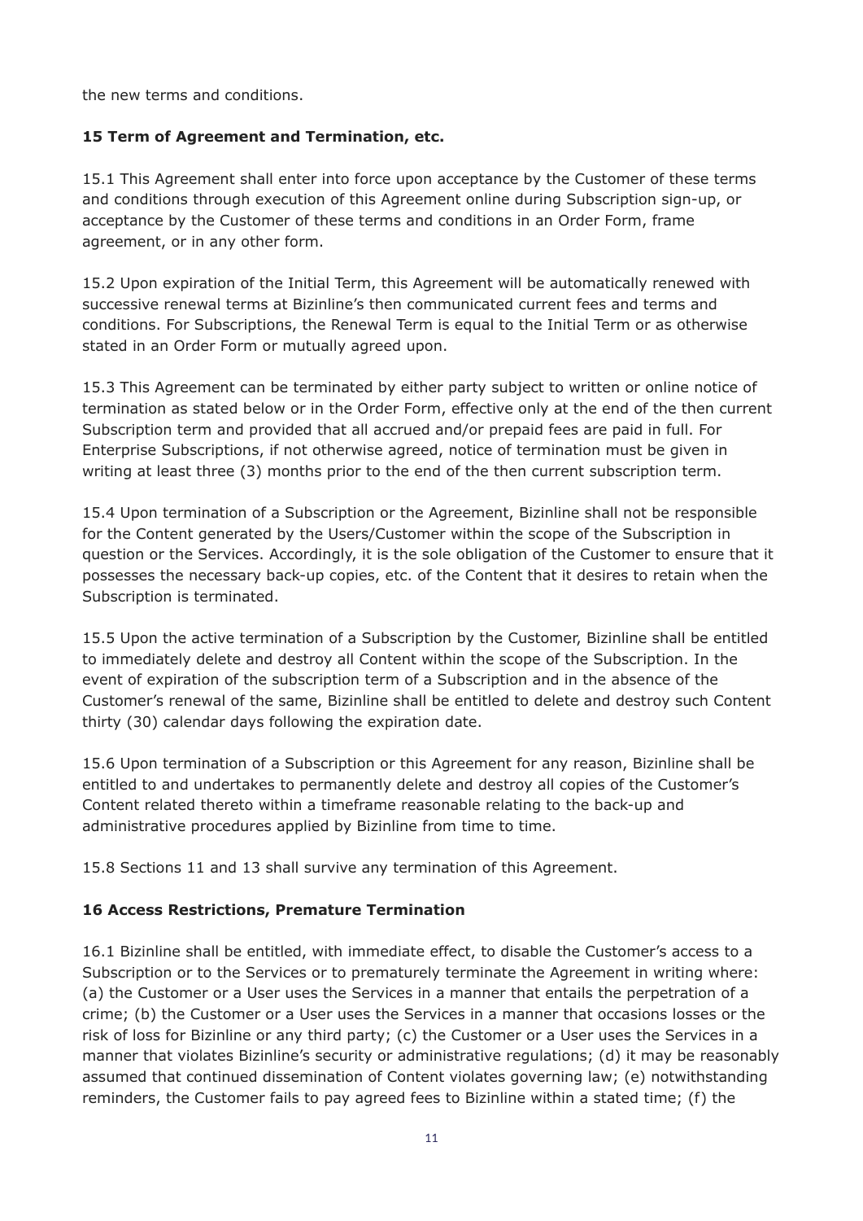the new terms and conditions.

### 15 Term of Agreement and Termination, etc.

15.1 This Agreement shall enter into force upon acceptance by the Customer of these terms and conditions through execution of this Agreement online during Subscription sign-up, or acceptance by the Customer of these terms and conditions in an Order Form, frame agreement, or in any other form.

15.2 Upon expiration of the Initial Term, this Agreement will be automatically renewed with successive renewal terms at Bizinline's then communicated current fees and terms and conditions. For Subscriptions, the Renewal Term is equal to the Initial Term or as otherwise stated in an Order Form or mutually agreed upon.

15.3 This Agreement can be terminated by either party subject to written or online notice of termination as stated below or in the Order Form, effective only at the end of the then current Subscription term and provided that all accrued and/or prepaid fees are paid in full. For Enterprise Subscriptions, if not otherwise agreed, notice of termination must be given in writing at least three (3) months prior to the end of the then current subscription term.

15.4 Upon termination of a Subscription or the Agreement, Bizinline shall not be responsible for the Content generated by the Users/Customer within the scope of the Subscription in question or the Services. Accordingly, it is the sole obligation of the Customer to ensure that it possesses the necessary back-up copies, etc. of the Content that it desires to retain when the Subscription is terminated.

15.5 Upon the active termination of a Subscription by the Customer, Bizinline shall be entitled to immediately delete and destroy all Content within the scope of the Subscription. In the event of expiration of the subscription term of a Subscription and in the absence of the Customer's renewal of the same, Bizinline shall be entitled to delete and destroy such Content thirty (30) calendar days following the expiration date.

15.6 Upon termination of a Subscription or this Agreement for any reason, Bizinline shall be entitled to and undertakes to permanently delete and destroy all copies of the Customer's Content related thereto within a timeframe reasonable relating to the back-up and administrative procedures applied by Bizinline from time to time.

15.8 Sections 11 and 13 shall survive any termination of this Agreement.

### 16 Access Restrictions, Premature Termination

16.1 Bizinline shall be entitled, with immediate effect, to disable the Customer's access to a Subscription or to the Services or to prematurely terminate the Agreement in writing where: (a) the Customer or a User uses the Services in a manner that entails the perpetration of a crime; (b) the Customer or a User uses the Services in a manner that occasions losses or the risk of loss for Bizinline or any third party; (c) the Customer or a User uses the Services in a manner that violates Bizinline's security or administrative regulations; (d) it may be reasonably assumed that continued dissemination of Content violates governing law; (e) notwithstanding reminders, the Customer fails to pay agreed fees to Bizinline within a stated time; (f) the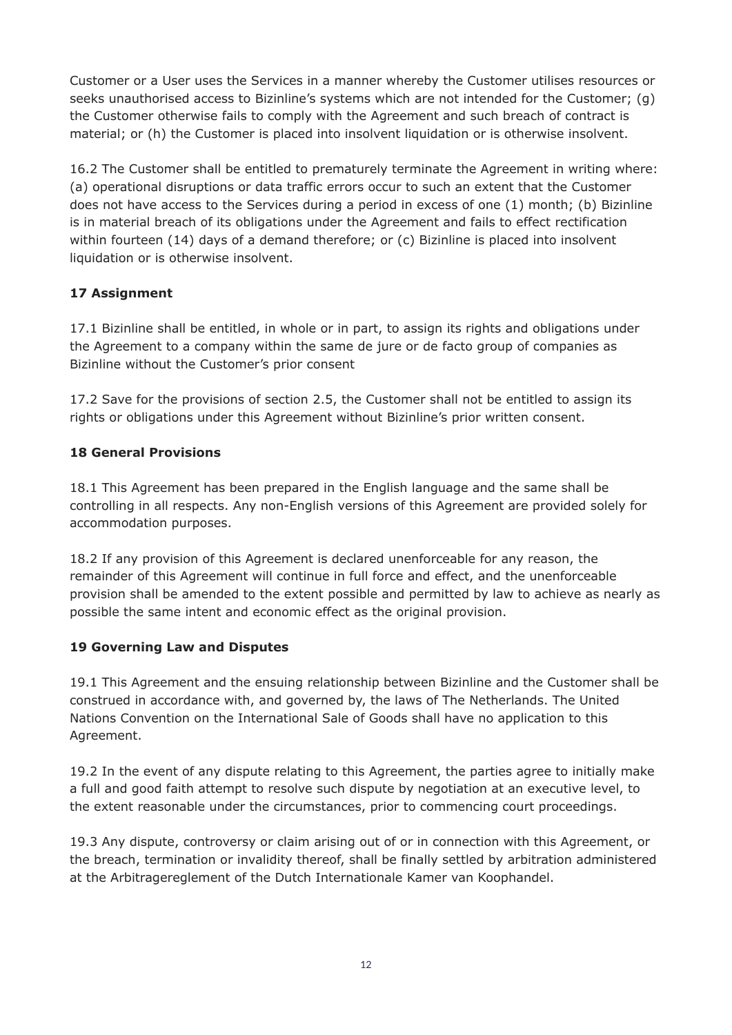Customer or a User uses the Services in a manner whereby the Customer utilises resources or seeks unauthorised access to Bizinline's systems which are not intended for the Customer; (g) the Customer otherwise fails to comply with the Agreement and such breach of contract is material; or (h) the Customer is placed into insolvent liquidation or is otherwise insolvent.

16.2 The Customer shall be entitled to prematurely terminate the Agreement in writing where: (a) operational disruptions or data traffic errors occur to such an extent that the Customer does not have access to the Services during a period in excess of one (1) month; (b) Bizinline is in material breach of its obligations under the Agreement and fails to effect rectification within fourteen (14) days of a demand therefore; or (c) Bizinline is placed into insolvent liquidation or is otherwise insolvent.

**17 Assignment**

17.1 Bizinline shall be entitled, in whole or in part, to assign its rights and obligations under the Agreement to a company within the same de jure or de facto group of companies as Bizinline without the Customer's prior consent

17.2 Save for the provisions of section 2.5, the Customer shall not be entitled to assign its rights or obligations under this Agreement without Bizinline's prior written consent.

**18 General Provisions**

18.1 This Agreement has been prepared in the English language and the same shall be controlling in all respects. Any non-English versions of this Agreement are provided solely for accommodation purposes.

18.2 If any provision of this Agreement is declared unenforceable for any reason, the remainder of this Agreement will continue in full force and effect, and the unenforceable provision shall be amended to the extent possible and permitted by law to achieve as nearly as possible the same intent and economic effect as the original provision.

**19 Governing Law and Disputes**

19.1 This Agreement and the ensuing relationship between Bizinline and the Customer shall be construed in accordance with, and governed by, the laws of The Netherlands. The United Nations Convention on the International Sale of Goods shall have no application to this Agreement.

19.2 In the event of any dispute relating to this Agreement, the parties agree to initially make a full and good faith attempt to resolve such dispute by negotiation at an executive level, to the extent reasonable under the circumstances, prior to commencing court proceedings.

19.3 Any dispute, controversy or claim arising out of or in connection with this Agreement, or the breach, termination or invalidity thereof, shall be finally settled by arbitration administered at the Arbitragereglement of the Dutch Internationale Kamer van Koophandel.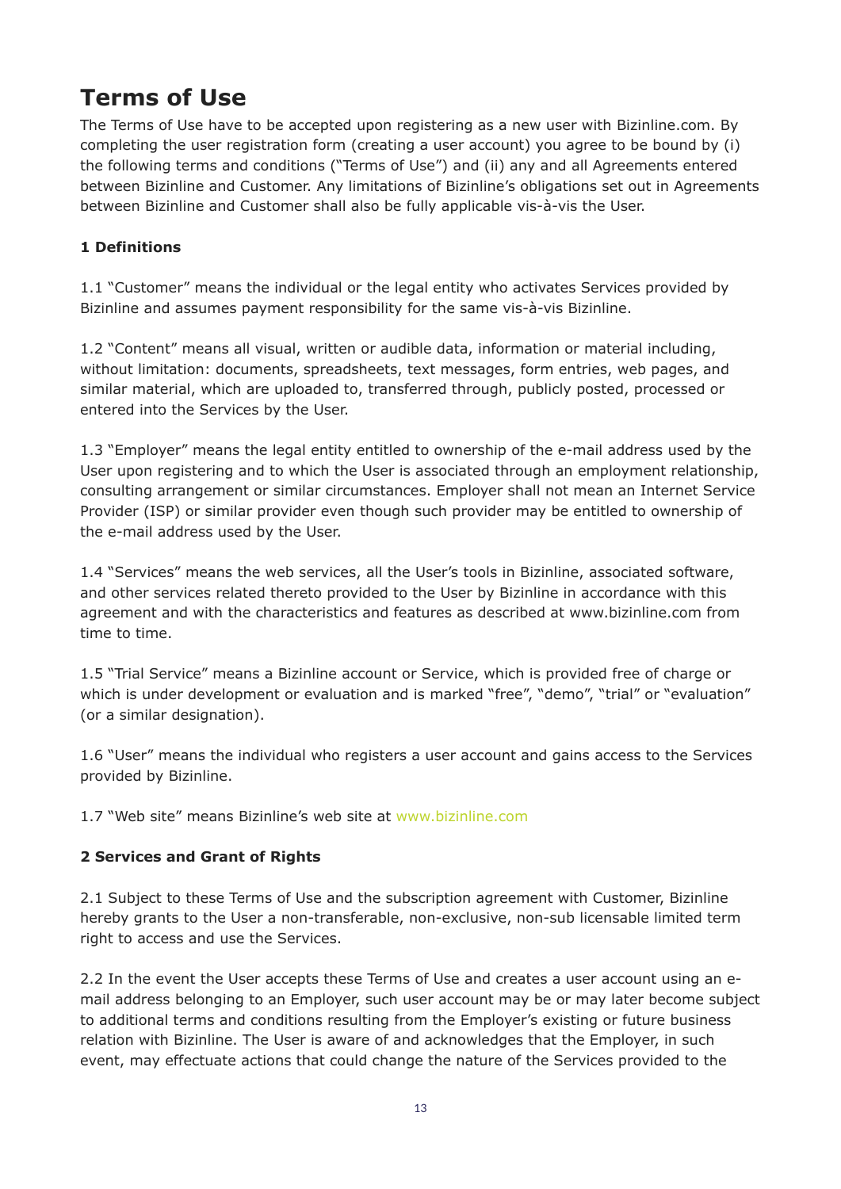# Terms of Use

The Terms of Use have to be accepted upon registering as a new user with Bizinline.com. By completing the user registration form (creating a user account) you agree to be bound by (i) the following terms and conditions ("Terms of Use") and (ii) any and all Agreements entered between Bizinline and Customer. Any limitations of Bizinline's obligations set out in Agreements between Bizinline and Customer shall also be fully applicable vis-à-vis the User.

**1 Definitions**

1.1 "Customer" means the individual or the legal entity who activates Services provided by Bizinline and assumes payment responsibility for the same vis-à-vis Bizinline.

1.2 "Content" means all visual, written or audible data, information or material including, without limitation: documents, spreadsheets, text messages, form entries, web pages, and similar material, which are uploaded to, transferred through, publicly posted, processed or entered into the Services by the User.

1.3 "Employer" means the legal entity entitled to ownership of the e-mail address used by the User upon registering and to which the User is associated through an employment relationship, consulting arrangement or similar circumstances. Employer shall not mean an Internet Service Provider (ISP) or similar provider even though such provider may be entitled to ownership of the e-mail address used by the User.

1.4 "Services" means the web services, all the User's tools in Bizinline, associated software, and other services related thereto provided to the User by Bizinline in accordance with this agreement and with the characteristics and features as described at www.bizinline.com from time to time.

1.5 "Trial Service" means a Bizinline account or Service, which is provided free of charge or which is under development or evaluation and is marked "free", "demo", "trial" or "evaluation" (or a similar designation).

1.6 "User" means the individual who registers a user account and gains access to the Services provided by Bizinline.

1.7 "Web site" means Bizinline's web site at www.bizinline.com

**2 Services and Grant of Rights**

2.1 Subject to these Terms of Use and the subscription agreement with Customer, Bizinline hereby grants to the User a non-transferable, non-exclusive, non-sub licensable limited term right to access and use the Services.

2.2 In the event the User accepts these Terms of Use and creates a user account using an e-mail address belonging to an Employer, such user account may be or may later become subject to additional terms and conditions resulting from the Employer's existing or future business relation with Bizinline. The User is aware of and acknowledges that the Employer, in such event, may effectuate actions that could change the nature of the Services provided to the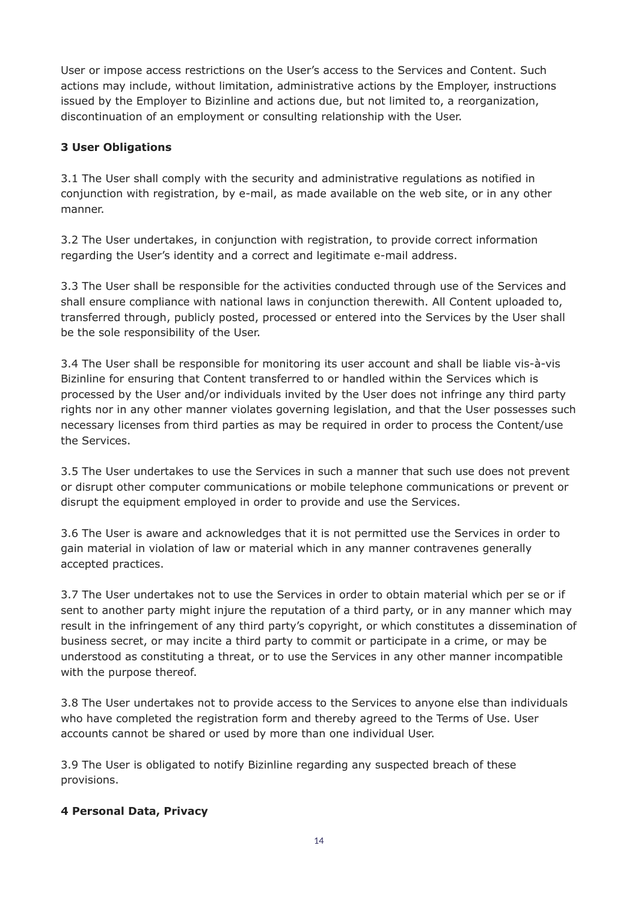User or impose access restrictions on the User's access to the Services and Content. Such actions may include, without limitation, administrative actions by the Employer, instructions issued by the Employer to Bizinline and actions due, but not limited to, a reorganization, discontinuation of an employment or consulting relationship with the User.

**3 User Obligations**

3.1 The User shall comply with the security and administrative regulations as notified in conjunction with registration, by e-mail, as made available on the web site, or in any other manner.

3.2 The User undertakes, in conjunction with registration, to provide correct information regarding the User's identity and a correct and legitimate e-mail address.

3.3 The User shall be responsible for the activities conducted through use of the Services and shall ensure compliance with national laws in conjunction therewith. All Content uploaded to, transferred through, publicly posted, processed or entered into the Services by the User shall be the sole responsibility of the User.

3.4 The User shall be responsible for monitoring its user account and shall be liable vis-à-vis Bizinline for ensuring that Content transferred to or handled within the Services which is processed by the User and/or individuals invited by the User does not infringe any third party rights nor in any other manner violates governing legislation, and that the User possesses such necessary licenses from third parties as may be required in order to process the Content/use the Services.

3.5 The User undertakes to use the Services in such a manner that such use does not prevent or disrupt other computer communications or mobile telephone communications or prevent or disrupt the equipment employed in order to provide and use the Services.

3.6 The User is aware and acknowledges that it is not permitted use the Services in order to gain material in violation of law or material which in any manner contravenes generally accepted practices.

3.7 The User undertakes not to use the Services in order to obtain material which per se or if sent to another party might injure the reputation of a third party, or in any manner which may result in the infringement of any third party's copyright, or which constitutes a dissemination of business secret, or may incite a third party to commit or participate in a crime, or may be understood as constituting a threat, or to use the Services in any other manner incompatible with the purpose thereof.

3.8 The User undertakes not to provide access to the Services to anyone else than individuals who have completed the registration form and thereby agreed to the Terms of Use. User accounts cannot be shared or used by more than one individual User.

3.9 The User is obligated to notify Bizinline regarding any suspected breach of these provisions.

**4 Personal Data, Privacy**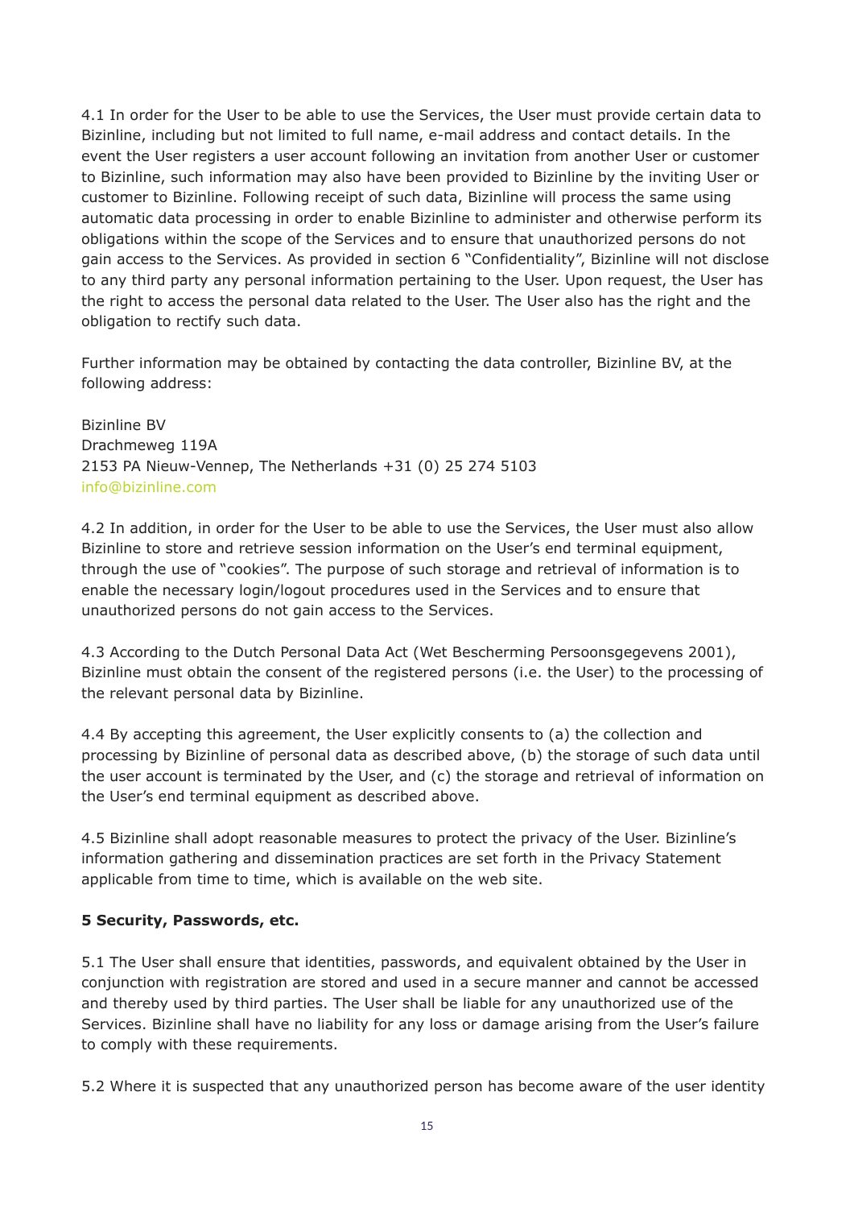4.1 In order for the User to be able to use the Services, the User must provide certain data to Bizinline, including but not limited to full name, e-mail address and contact details. In the event the User registers a user account following an invitation from another User or customer to Bizinline, such information may also have been provided to Bizinline by the inviting User or customer to Bizinline. Following receipt of such data, Bizinline will process the same using automatic data processing in order to enable Bizinline to administer and otherwise perform its obligations within the scope of the Services and to ensure that unauthorized persons do not gain access to the Services. As provided in section 6 "Confidentiality", Bizinline will not disclose to any third party any personal information pertaining to the User. Upon request, the User has the right to access the personal data related to the User. The User also has the right and the obligation to rectify such data.

Further information may be obtained by contacting the data controller, Bizinline BV, at the following address:

Bizinline BV
Drachmeweg 119A
2153 PA Nieuw-Vennep, The Netherlands +31 (0) 25 274 5103
info@bizinline.com

4.2 In addition, in order for the User to be able to use the Services, the User must also allow Bizinline to store and retrieve session information on the User's end terminal equipment, through the use of "cookies". The purpose of such storage and retrieval of information is to enable the necessary login/logout procedures used in the Services and to ensure that unauthorized persons do not gain access to the Services.

4.3 According to the Dutch Personal Data Act (Wet Bescherming Persoonsgegevens 2001), Bizinline must obtain the consent of the registered persons (i.e. the User) to the processing of the relevant personal data by Bizinline.

4.4 By accepting this agreement, the User explicitly consents to (a) the collection and processing by Bizinline of personal data as described above, (b) the storage of such data until the user account is terminated by the User, and (c) the storage and retrieval of information on the User's end terminal equipment as described above.

4.5 Bizinline shall adopt reasonable measures to protect the privacy of the User. Bizinline's information gathering and dissemination practices are set forth in the Privacy Statement applicable from time to time, which is available on the web site.

**5 Security, Passwords, etc.**

5.1 The User shall ensure that identities, passwords, and equivalent obtained by the User in conjunction with registration are stored and used in a secure manner and cannot be accessed and thereby used by third parties. The User shall be liable for any unauthorized use of the Services. Bizinline shall have no liability for any loss or damage arising from the User's failure to comply with these requirements.

5.2 Where it is suspected that any unauthorized person has become aware of the user identity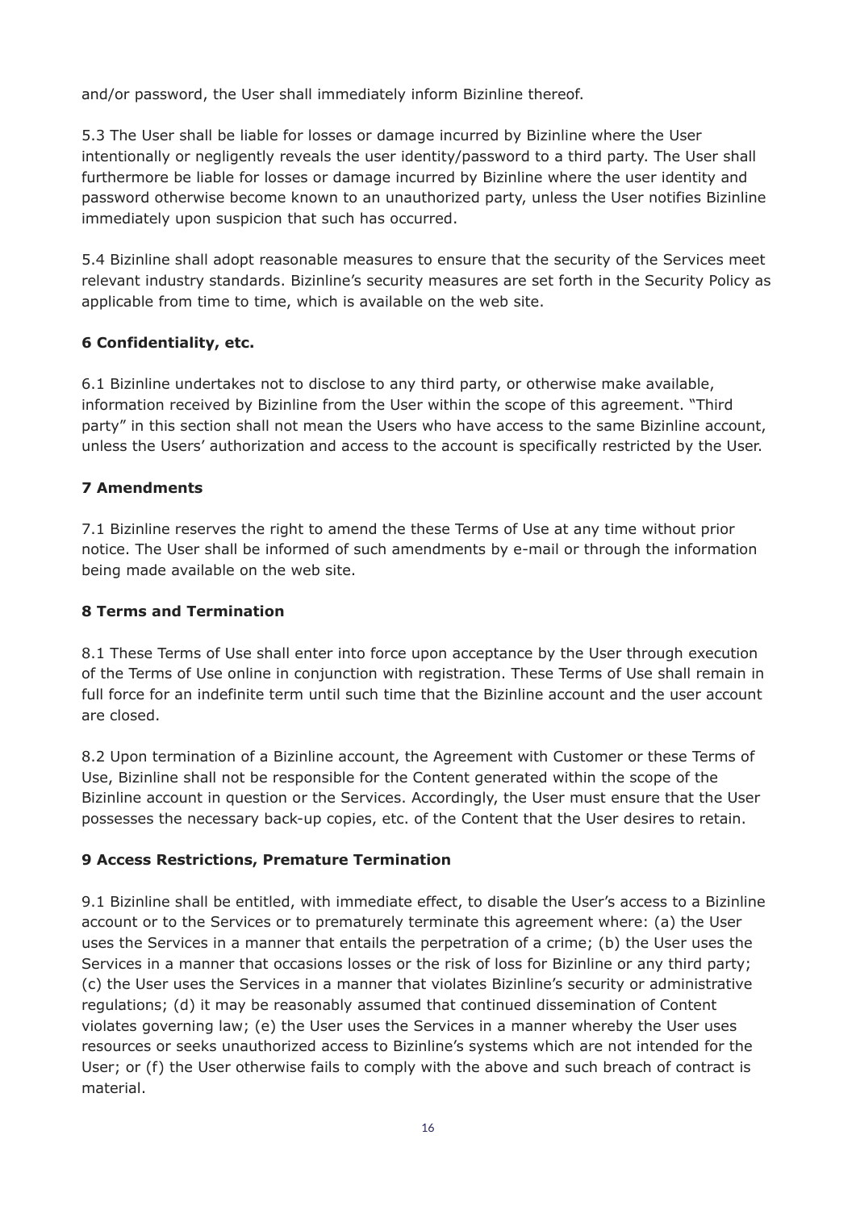and/or password, the User shall immediately inform Bizinline thereof.

5.3 The User shall be liable for losses or damage incurred by Bizinline where the User intentionally or negligently reveals the user identity/password to a third party. The User shall furthermore be liable for losses or damage incurred by Bizinline where the user identity and password otherwise become known to an unauthorized party, unless the User notifies Bizinline immediately upon suspicion that such has occurred.

5.4 Bizinline shall adopt reasonable measures to ensure that the security of the Services meet relevant industry standards. Bizinline's security measures are set forth in the Security Policy as applicable from time to time, which is available on the web site.

**6 Confidentiality, etc.**

6.1 Bizinline undertakes not to disclose to any third party, or otherwise make available, information received by Bizinline from the User within the scope of this agreement. "Third party" in this section shall not mean the Users who have access to the same Bizinline account, unless the Users' authorization and access to the account is specifically restricted by the User.

**7 Amendments**

7.1 Bizinline reserves the right to amend the these Terms of Use at any time without prior notice. The User shall be informed of such amendments by e-mail or through the information being made available on the web site.

**8 Terms and Termination**

8.1 These Terms of Use shall enter into force upon acceptance by the User through execution of the Terms of Use online in conjunction with registration. These Terms of Use shall remain in full force for an indefinite term until such time that the Bizinline account and the user account are closed.

8.2 Upon termination of a Bizinline account, the Agreement with Customer or these Terms of Use, Bizinline shall not be responsible for the Content generated within the scope of the Bizinline account in question or the Services. Accordingly, the User must ensure that the User possesses the necessary back-up copies, etc. of the Content that the User desires to retain.

**9 Access Restrictions, Premature Termination**

9.1 Bizinline shall be entitled, with immediate effect, to disable the User's access to a Bizinline account or to the Services or to prematurely terminate this agreement where: (a) the User uses the Services in a manner that entails the perpetration of a crime; (b) the User uses the Services in a manner that occasions losses or the risk of loss for Bizinline or any third party; (c) the User uses the Services in a manner that violates Bizinline's security or administrative regulations; (d) it may be reasonably assumed that continued dissemination of Content violates governing law; (e) the User uses the Services in a manner whereby the User uses resources or seeks unauthorized access to Bizinline's systems which are not intended for the User; or (f) the User otherwise fails to comply with the above and such breach of contract is material.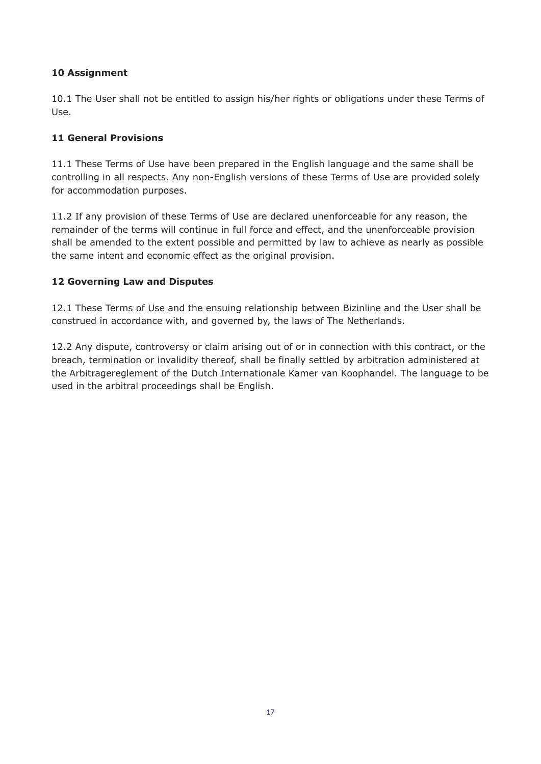## 10 Assignment

10.1 The User shall not be entitled to assign his/her rights or obligations under these Terms of Use.

## 11 General Provisions

11.1 These Terms of Use have been prepared in the English language and the same shall be controlling in all respects. Any non-English versions of these Terms of Use are provided solely for accommodation purposes.

11.2 If any provision of these Terms of Use are declared unenforceable for any reason, the remainder of the terms will continue in full force and effect, and the unenforceable provision shall be amended to the extent possible and permitted by law to achieve as nearly as possible the same intent and economic effect as the original provision.

## 12 Governing Law and Disputes

12.1 These Terms of Use and the ensuing relationship between Bizinline and the User shall be construed in accordance with, and governed by, the laws of The Netherlands.

12.2 Any dispute, controversy or claim arising out of or in connection with this contract, or the breach, termination or invalidity thereof, shall be finally settled by arbitration administered at the Arbitragereglement of the Dutch Internationale Kamer van Koophandel. The language to be used in the arbitral proceedings shall be English.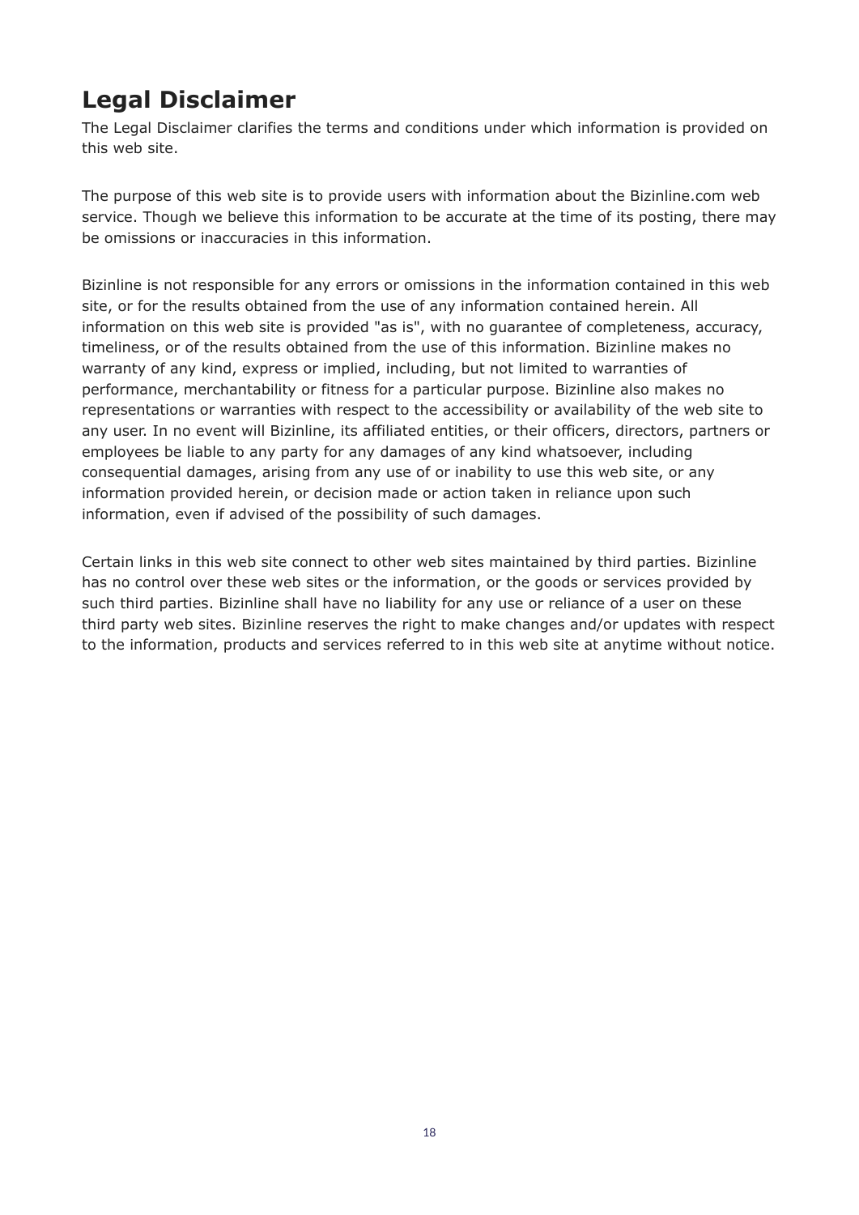## Legal Disclaimer

The Legal Disclaimer clarifies the terms and conditions under which information is provided on this web site.

The purpose of this web site is to provide users with information about the Bizinline.com web service. Though we believe this information to be accurate at the time of its posting, there may be omissions or inaccuracies in this information.

Bizinline is not responsible for any errors or omissions in the information contained in this web site, or for the results obtained from the use of any information contained herein. All information on this web site is provided "as is", with no guarantee of completeness, accuracy, timeliness, or of the results obtained from the use of this information. Bizinline makes no warranty of any kind, express or implied, including, but not limited to warranties of performance, merchantability or fitness for a particular purpose. Bizinline also makes no representations or warranties with respect to the accessibility or availability of the web site to any user. In no event will Bizinline, its affiliated entities, or their officers, directors, partners or employees be liable to any party for any damages of any kind whatsoever, including consequential damages, arising from any use of or inability to use this web site, or any information provided herein, or decision made or action taken in reliance upon such information, even if advised of the possibility of such damages.

Certain links in this web site connect to other web sites maintained by third parties. Bizinline has no control over these web sites or the information, or the goods or services provided by such third parties. Bizinline shall have no liability for any use or reliance of a user on these third party web sites. Bizinline reserves the right to make changes and/or updates with respect to the information, products and services referred to in this web site at anytime without notice.